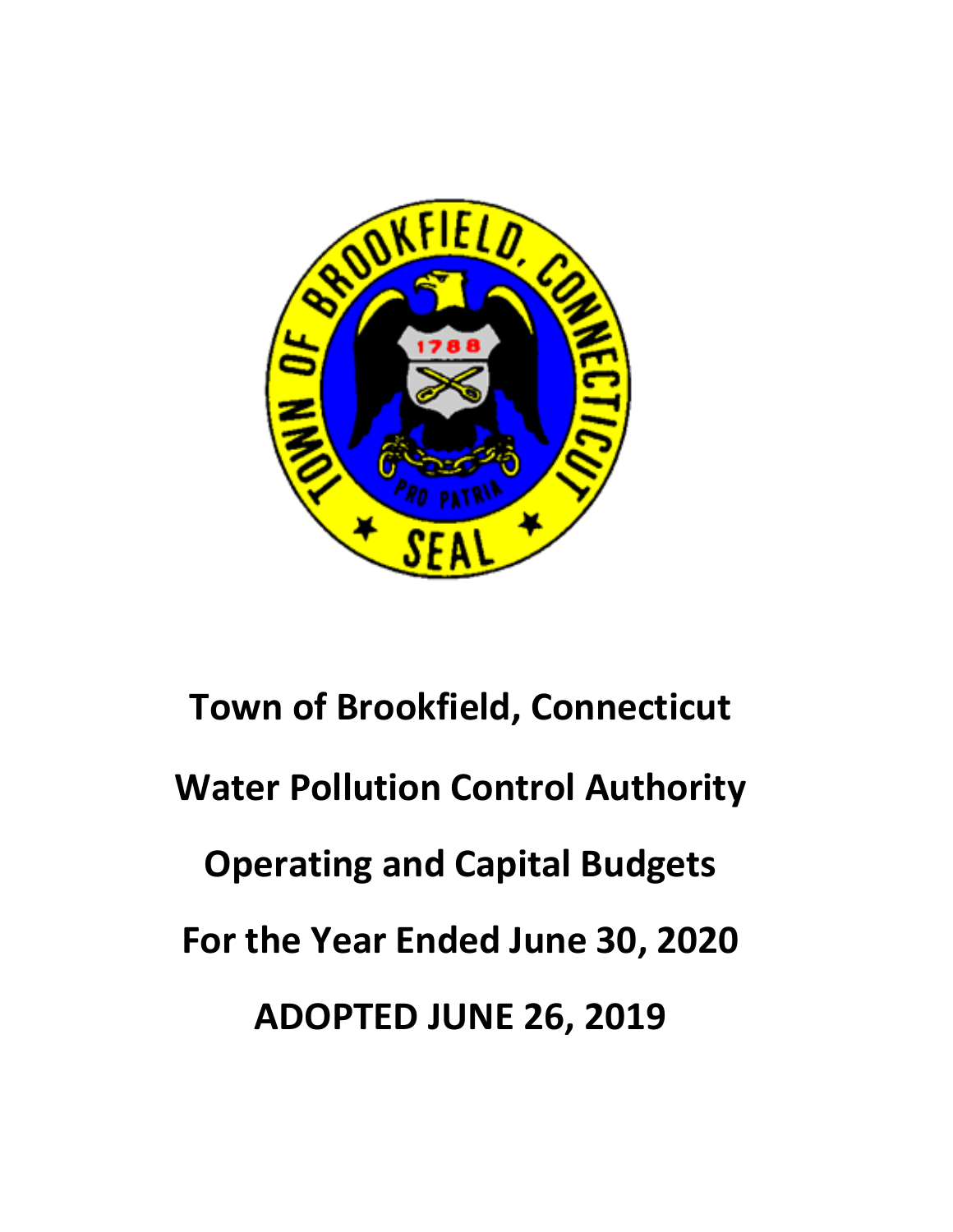# Town of Brookfield, Connecticut

# Water Pollution Control Authority

# Operating and Capital Budgets

# For the Year Ended June 30, 2020

# ADOPTED JUNE 26, 2019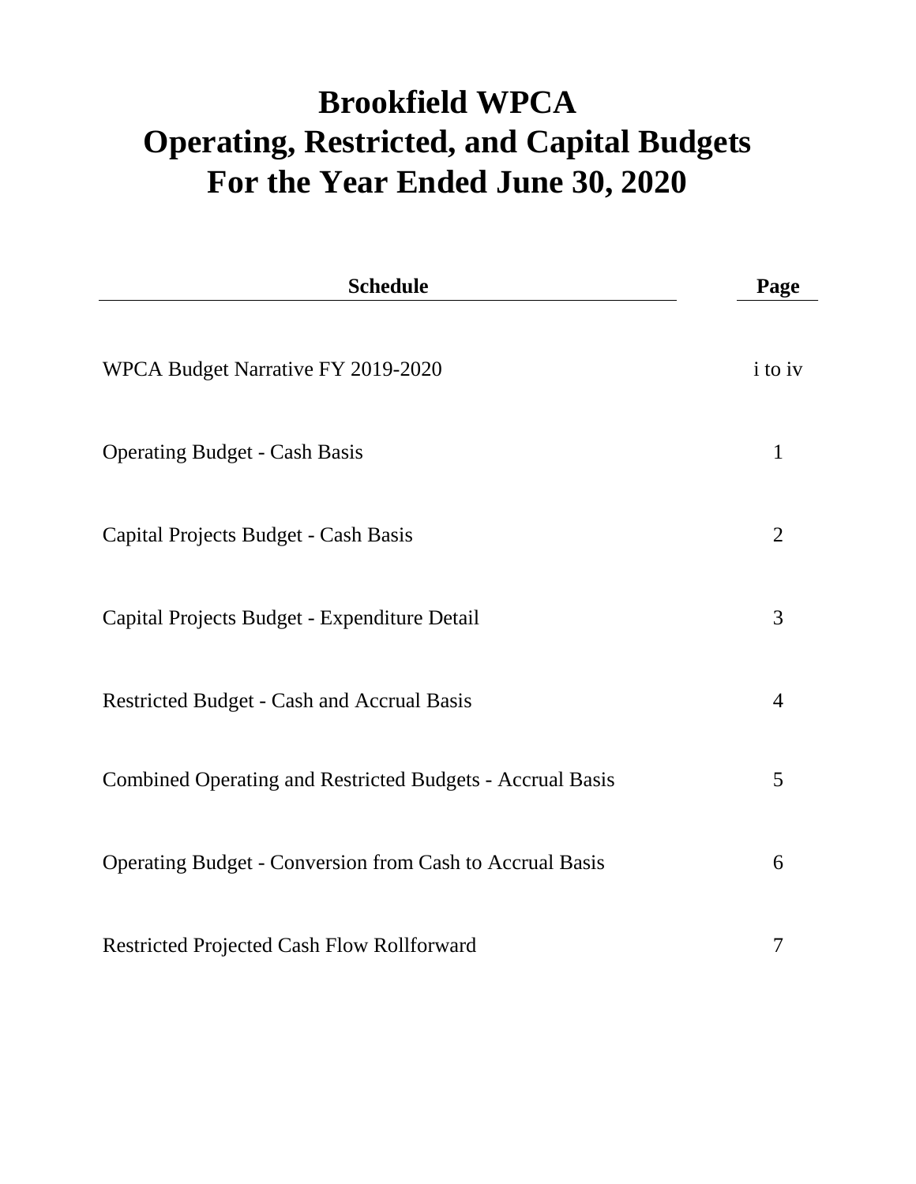# Brookfield WPCA
# Operating, Restricted, and Capital Budgets
# For the Year Ended June 30, 2020

| Schedule | Page |
|---|---|
| WPCA Budget Narrative FY 2019-2020 | i to iv |
| Operating Budget - Cash Basis | 1 |
| Capital Projects Budget - Cash Basis | 2 |
| Capital Projects Budget - Expenditure Detail | 3 |
| Restricted Budget - Cash and Accrual Basis | 4 |
| Combined Operating and Restricted Budgets - Accrual Basis | 5 |
| Operating Budget - Conversion from Cash to Accrual Basis | 6 |
| Restricted Projected Cash Flow Rollforward | 7 |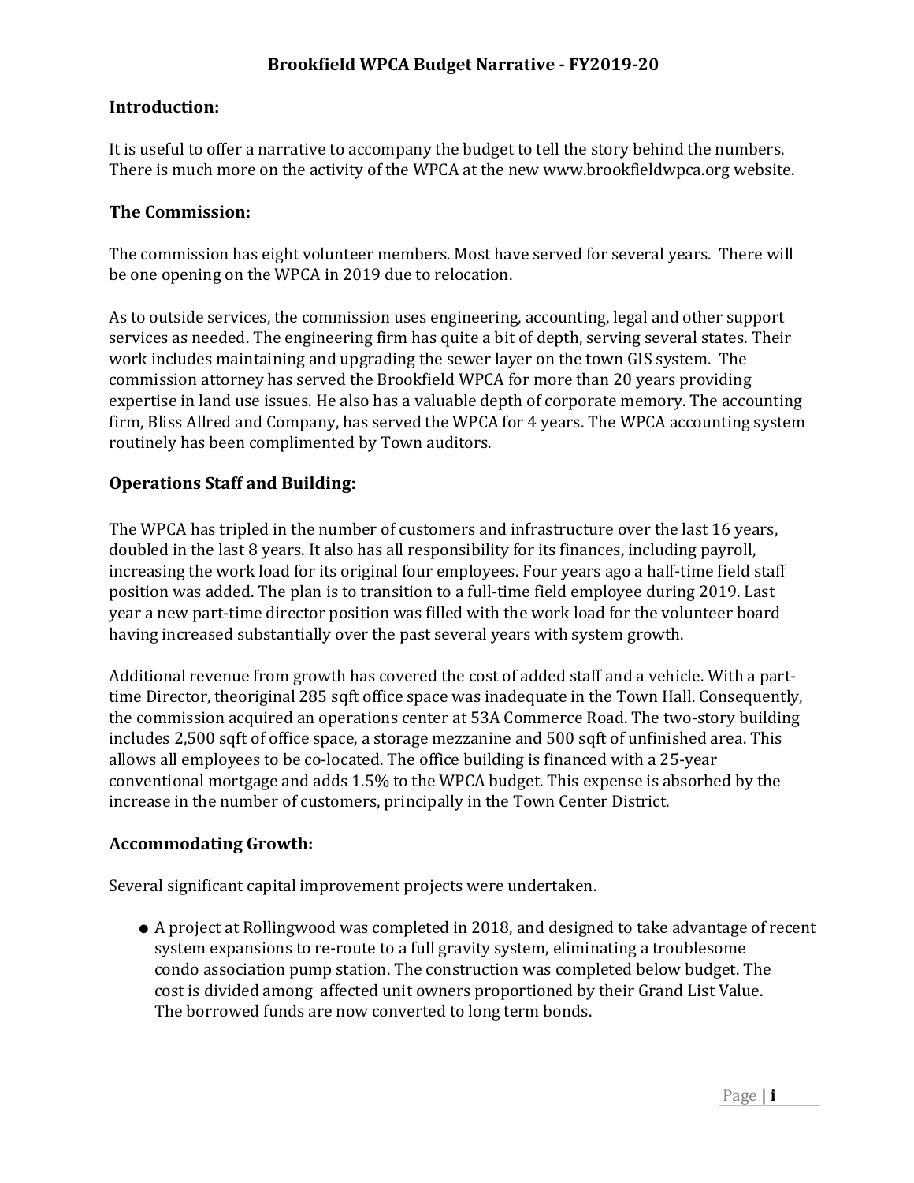# Brookfield WPCA Budget Narrative - FY2019-20

## Introduction:

It is useful to offer a narrative to accompany the budget to tell the story behind the numbers. There is much more on the activity of the WPCA at the new www.brookfieldwpca.org website.

## The Commission:

The commission has eight volunteer members. Most have served for several years. There will be one opening on the WPCA in 2019 due to relocation.

As to outside services, the commission uses engineering, accounting, legal and other support services as needed. The engineering firm has quite a bit of depth, serving several states. Their work includes maintaining and upgrading the sewer layer on the town GIS system. The commission attorney has served the Brookfield WPCA for more than 20 years providing expertise in land use issues. He also has a valuable depth of corporate memory. The accounting firm, Bliss Allred and Company, has served the WPCA for 4 years. The WPCA accounting system routinely has been complimented by Town auditors.

## Operations Staff and Building:

The WPCA has tripled in the number of customers and infrastructure over the last 16 years, doubled in the last 8 years. It also has all responsibility for its finances, including payroll, increasing the work load for its original four employees. Four years ago a half-time field staff position was added. The plan is to transition to a full-time field employee during 2019. Last year a new part-time director position was filled with the work load for the volunteer board having increased substantially over the past several years with system growth.

Additional revenue from growth has covered the cost of added staff and a vehicle. With a part-time Director, theoriginal 285 sqft office space was inadequate in the Town Hall. Consequently, the commission acquired an operations center at 53A Commerce Road. The two-story building includes 2,500 sqft of office space, a storage mezzanine and 500 sqft of unfinished area. This allows all employees to be co-located. The office building is financed with a 25-year conventional mortgage and adds 1.5% to the WPCA budget. This expense is absorbed by the increase in the number of customers, principally in the Town Center District.

## Accommodating Growth:

Several significant capital improvement projects were undertaken.

- A project at Rollingwood was completed in 2018, and designed to take advantage of recent system expansions to re-route to a full gravity system, eliminating a troublesome condo association pump station. The construction was completed below budget. The cost is divided among affected unit owners proportioned by their Grand List Value. The borrowed funds are now converted to long term bonds.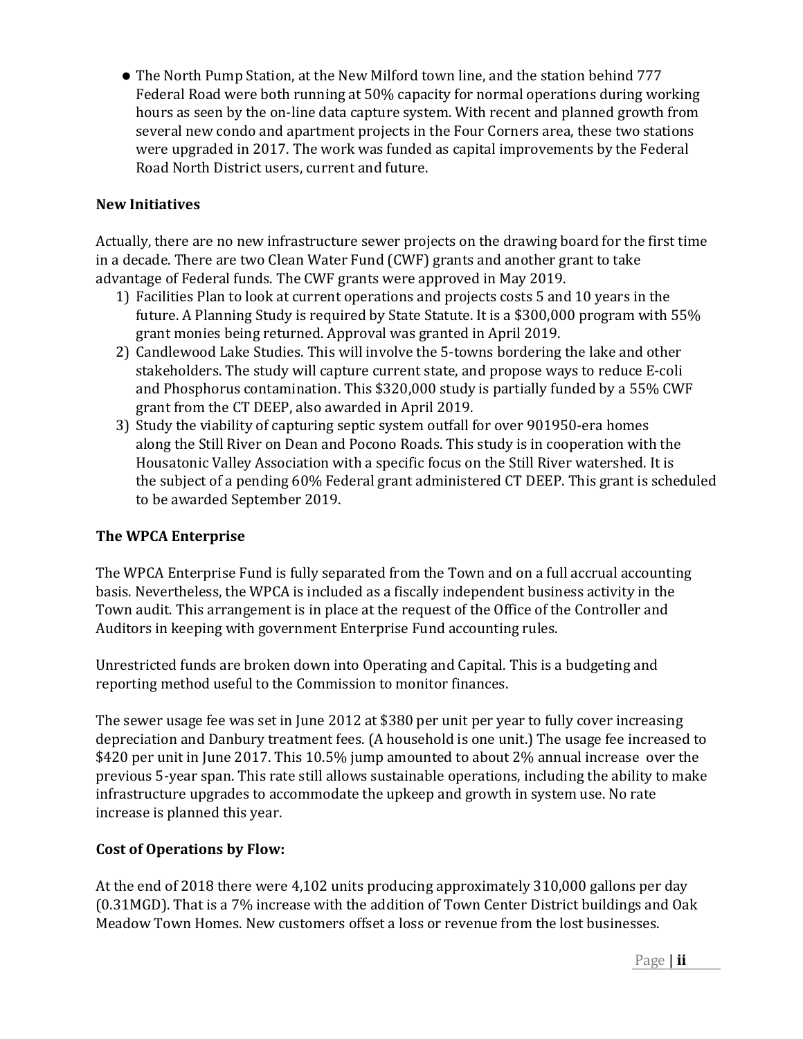- The North Pump Station, at the New Milford town line, and the station behind 777 Federal Road were both running at 50% capacity for normal operations during working hours as seen by the on-line data capture system. With recent and planned growth from several new condo and apartment projects in the Four Corners area, these two stations were upgraded in 2017. The work was funded as capital improvements by the Federal Road North District users, current and future.

### New Initiatives

Actually, there are no new infrastructure sewer projects on the drawing board for the first time in a decade. There are two Clean Water Fund (CWF) grants and another grant to take advantage of Federal funds. The CWF grants were approved in May 2019.

1) Facilities Plan to look at current operations and projects costs 5 and 10 years in the future. A Planning Study is required by State Statute. It is a $300,000 program with 55% grant monies being returned. Approval was granted in April 2019.
2) Candlewood Lake Studies. This will involve the 5-towns bordering the lake and other stakeholders. The study will capture current state, and propose ways to reduce E-coli and Phosphorus contamination. This $320,000 study is partially funded by a 55% CWF grant from the CT DEEP, also awarded in April 2019.
3) Study the viability of capturing septic system outfall for over 901950-era homes along the Still River on Dean and Pocono Roads. This study is in cooperation with the Housatonic Valley Association with a specific focus on the Still River watershed. It is the subject of a pending 60% Federal grant administered CT DEEP. This grant is scheduled to be awarded September 2019.

### The WPCA Enterprise

The WPCA Enterprise Fund is fully separated from the Town and on a full accrual accounting basis. Nevertheless, the WPCA is included as a fiscally independent business activity in the Town audit. This arrangement is in place at the request of the Office of the Controller and Auditors in keeping with government Enterprise Fund accounting rules.

Unrestricted funds are broken down into Operating and Capital. This is a budgeting and reporting method useful to the Commission to monitor finances.

The sewer usage fee was set in June 2012 at $380 per unit per year to fully cover increasing depreciation and Danbury treatment fees. (A household is one unit.) The usage fee increased to $420 per unit in June 2017. This 10.5% jump amounted to about 2% annual increase over the previous 5-year span. This rate still allows sustainable operations, including the ability to make infrastructure upgrades to accommodate the upkeep and growth in system use. No rate increase is planned this year.

### Cost of Operations by Flow:

At the end of 2018 there were 4,102 units producing approximately 310,000 gallons per day (0.31MGD). That is a 7% increase with the addition of Town Center District buildings and Oak Meadow Town Homes. New customers offset a loss or revenue from the lost businesses.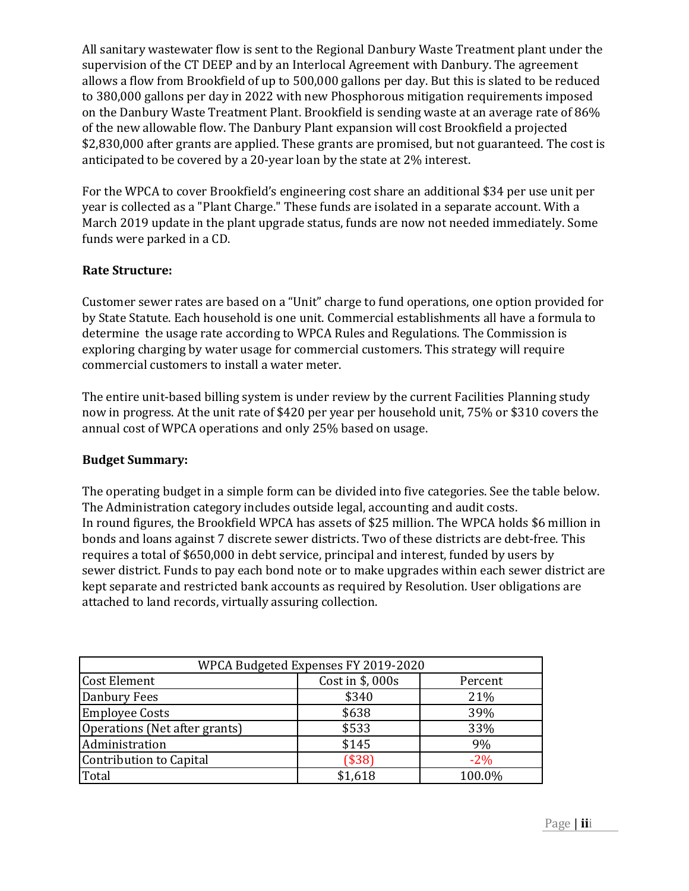All sanitary wastewater flow is sent to the Regional Danbury Waste Treatment plant under the supervision of the CT DEEP and by an Interlocal Agreement with Danbury. The agreement allows a flow from Brookfield of up to 500,000 gallons per day. But this is slated to be reduced to 380,000 gallons per day in 2022 with new Phosphorous mitigation requirements imposed on the Danbury Waste Treatment Plant. Brookfield is sending waste at an average rate of 86% of the new allowable flow. The Danbury Plant expansion will cost Brookfield a projected $2,830,000 after grants are applied. These grants are promised, but not guaranteed. The cost is anticipated to be covered by a 20-year loan by the state at 2% interest.

For the WPCA to cover Brookfield's engineering cost share an additional $34 per use unit per year is collected as a "Plant Charge." These funds are isolated in a separate account. With a March 2019 update in the plant upgrade status, funds are now not needed immediately. Some funds were parked in a CD.

**Rate Structure:**

Customer sewer rates are based on a "Unit" charge to fund operations, one option provided for by State Statute. Each household is one unit. Commercial establishments all have a formula to determine the usage rate according to WPCA Rules and Regulations. The Commission is exploring charging by water usage for commercial customers. This strategy will require commercial customers to install a water meter.

The entire unit-based billing system is under review by the current Facilities Planning study now in progress. At the unit rate of $420 per year per household unit, 75% or $310 covers the annual cost of WPCA operations and only 25% based on usage.

**Budget Summary:**

The operating budget in a simple form can be divided into five categories. See the table below. The Administration category includes outside legal, accounting and audit costs.
In round figures, the Brookfield WPCA has assets of $25 million. The WPCA holds $6 million in bonds and loans against 7 discrete sewer districts. Two of these districts are debt-free. This requires a total of $650,000 in debt service, principal and interest, funded by users by sewer district. Funds to pay each bond note or to make upgrades within each sewer district are kept separate and restricted bank accounts as required by Resolution. User obligations are attached to land records, virtually assuring collection.

| WPCA Budgeted Expenses FY 2019-2020 | | |
|---|---|---|
| Cost Element | Cost in $, 000s | Percent |
| Danbury Fees | $340 | 21% |
| Employee Costs | $638 | 39% |
| Operations (Net after grants) | $533 | 33% |
| Administration | $145 | 9% |
| Contribution to Capital | ($38) | -2% |
| Total | $1,618 | 100.0% |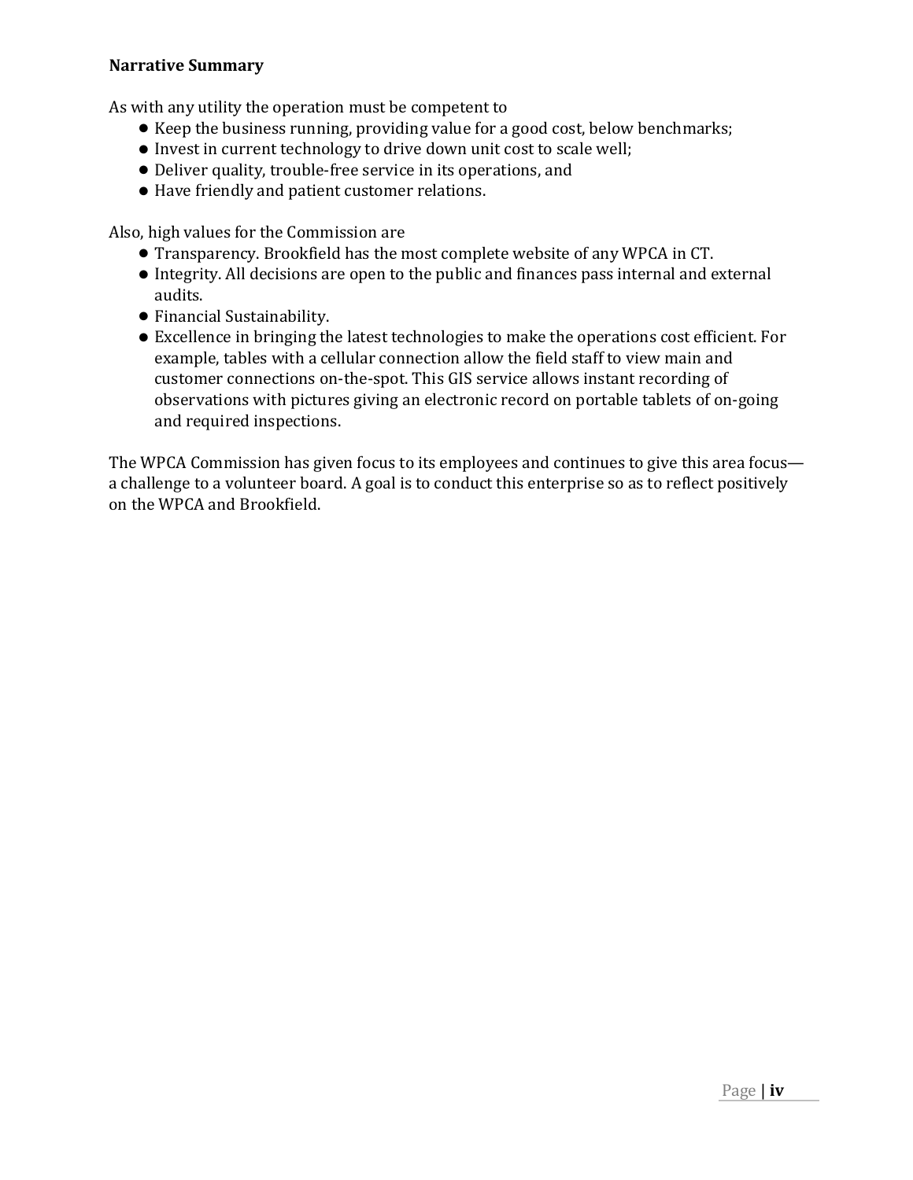**Narrative Summary**

As with any utility the operation must be competent to

- Keep the business running, providing value for a good cost, below benchmarks;
- Invest in current technology to drive down unit cost to scale well;
- Deliver quality, trouble-free service in its operations, and
- Have friendly and patient customer relations.

Also, high values for the Commission are

- Transparency. Brookfield has the most complete website of any WPCA in CT.
- Integrity. All decisions are open to the public and finances pass internal and external audits.
- Financial Sustainability.
- Excellence in bringing the latest technologies to make the operations cost efficient. For example, tables with a cellular connection allow the field staff to view main and customer connections on-the-spot. This GIS service allows instant recording of observations with pictures giving an electronic record on portable tablets of on-going and required inspections.

The WPCA Commission has given focus to its employees and continues to give this area focus—a challenge to a volunteer board. A goal is to conduct this enterprise so as to reflect positively on the WPCA and Brookfield.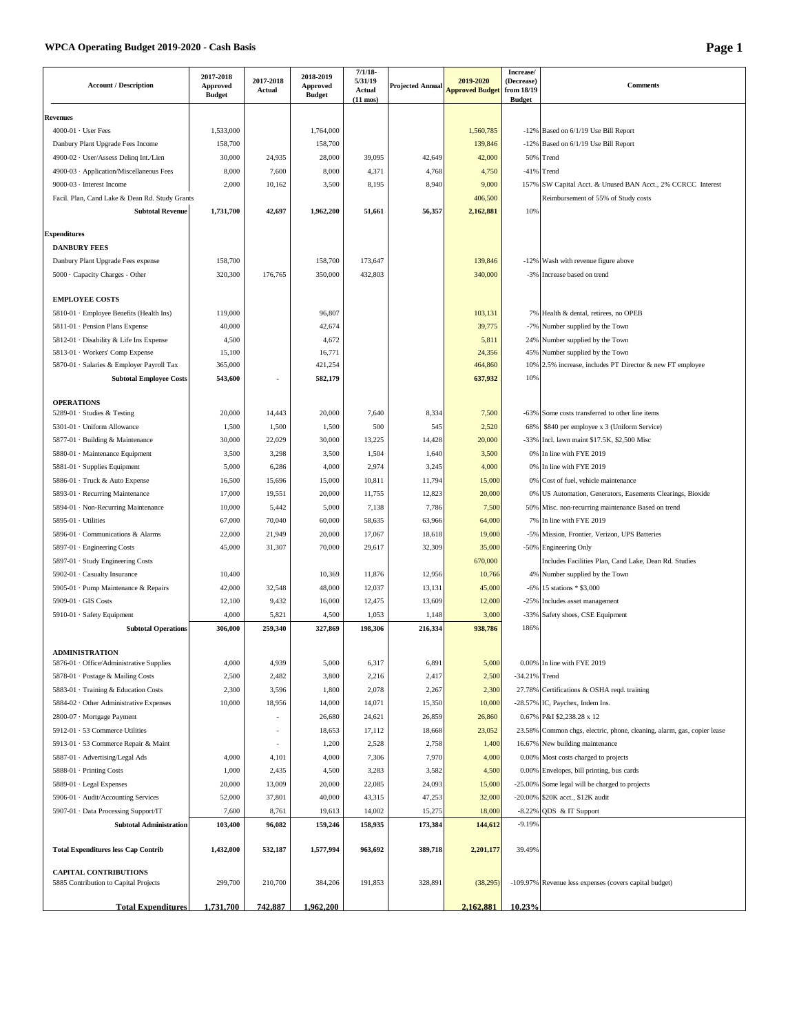# WPCA Operating Budget 2019-2020 - Cash Basis

| Account / Description | 2017-2018 Approved Budget | 2017-2018 Actual | 2018-2019 Approved Budget | 7/1/18-5/31/19 Actual (11 mos) | Projected Annual | 2019-2020 Approved Budget | Increase/ (Decrease) from 18/19 Budget | Comments |
|---|---|---|---|---|---|---|---|---|
| **Revenues** | | | | | | | | |
| 4000-01 · User Fees | 1,533,000 | | 1,764,000 | | | 1,560,785 | -12% | Based on 6/1/19 Use Bill Report |
| Danbury Plant Upgrade Fees Income | 158,700 | | 158,700 | | | 139,846 | -12% | Based on 6/1/19 Use Bill Report |
| 4900-02 · User/Assess Delinq Int./Lien | 30,000 | 24,935 | 28,000 | 39,095 | 42,649 | 42,000 | 50% | Trend |
| 4900-03 · Application/Miscellaneous Fees | 8,000 | 7,600 | 8,000 | 4,371 | 4,768 | 4,750 | -41% | Trend |
| 9000-03 · Interest Income | 2,000 | 10,162 | 3,500 | 8,195 | 8,940 | 9,000 | 157% | SW Capital Acct. & Unused BAN Acct., 2% CCRCC Interest |
| Facil. Plan, Cand Lake & Dean Rd. Study Grants | | | | | | 406,500 | | Reimbursement of 55% of Study costs |
| **Subtotal Revenue** | **1,731,700** | **42,697** | **1,962,200** | **51,661** | **56,357** | **2,162,881** | 10% | |
| **Expenditures** | | | | | | | | |
| **DANBURY FEES** | | | | | | | | |
| Danbury Plant Upgrade Fees expense | 158,700 | | 158,700 | 173,647 | | 139,846 | -12% | Wash with revenue figure above |
| 5000 · Capacity Charges - Other | 320,300 | 176,765 | 350,000 | 432,803 | | 340,000 | -3% | Increase based on trend |
| **EMPLOYEE COSTS** | | | | | | | | |
| 5810-01 · Employee Benefits (Health Ins) | 119,000 | | 96,807 | | | 103,131 | 7% | Health & dental, retirees, no OPEB |
| 5811-01 · Pension Plans Expense | 40,000 | | 42,674 | | | 39,775 | -7% | Number supplied by the Town |
| 5812-01 · Disability & Life Ins Expense | 4,500 | | 4,672 | | | 5,811 | 24% | Number supplied by the Town |
| 5813-01 · Workers' Comp Expense | 15,100 | | 16,771 | | | 24,356 | 45% | Number supplied by the Town |
| 5870-01 · Salaries & Employer Payroll Tax | 365,000 | | 421,254 | | | 464,860 | 10% | 2.5% increase, includes PT Director & new FT employee |
| **Subtotal Employee Costs** | **543,600** | - | **582,179** | | | **637,932** | 10% | |
| **OPERATIONS** | | | | | | | | |
| 5289-01 · Studies & Testing | 20,000 | 14,443 | 20,000 | 7,640 | 8,334 | 7,500 | -63% | Some costs transferred to other line items |
| 5301-01 · Uniform Allowance | 1,500 | 1,500 | 1,500 | 500 | 545 | 2,520 | 68% | $840 per employee x 3 (Uniform Service) |
| 5877-01 · Building & Maintenance | 30,000 | 22,029 | 30,000 | 13,225 | 14,428 | 20,000 | -33% | Incl. lawn maint $17.5K, $2,500 Misc |
| 5880-01 · Maintenance Equipment | 3,500 | 3,298 | 3,500 | 1,504 | 1,640 | 3,500 | 0% | In line with FYE 2019 |
| 5881-01 · Supplies Equipment | 5,000 | 6,286 | 4,000 | 2,974 | 3,245 | 4,000 | 0% | In line with FYE 2019 |
| 5886-01 · Truck & Auto Expense | 16,500 | 15,696 | 15,000 | 10,811 | 11,794 | 15,000 | 0% | Cost of fuel, vehicle maintenance |
| 5893-01 · Recurring Maintenance | 17,000 | 19,551 | 20,000 | 11,755 | 12,823 | 20,000 | 0% | US Automation, Generators, Easements Clearings, Bioxide |
| 5894-01 · Non-Recurring Maintenance | 10,000 | 5,442 | 5,000 | 7,138 | 7,786 | 7,500 | 50% | Misc. non-recurring maintenance Based on trend |
| 5895-01 · Utilities | 67,000 | 70,040 | 60,000 | 58,635 | 63,966 | 64,000 | 7% | In line with FYE 2019 |
| 5896-01 · Communications & Alarms | 22,000 | 21,949 | 20,000 | 17,067 | 18,618 | 19,000 | -5% | Mission, Frontier, Verizon, UPS Batteries |
| 5897-01 · Engineering Costs | 45,000 | 31,307 | 70,000 | 29,617 | 32,309 | 35,000 | -50% | Engineering Only |
| 5897-01 · Study Engineering Costs | | | | | | 670,000 | | Includes Facilities Plan, Cand Lake, Dean Rd. Studies |
| 5902-01 · Casualty Insurance | 10,400 | | 10,369 | 11,876 | 12,956 | 10,766 | 4% | Number supplied by the Town |
| 5905-01 · Pump Maintenance & Repairs | 42,000 | 32,548 | 48,000 | 12,037 | 13,131 | 45,000 | -6% | 15 stations * $3,000 |
| 5909-01 · GIS Costs | 12,100 | 9,432 | 16,000 | 12,475 | 13,609 | 12,000 | -25% | Includes asset management |
| 5910-01 · Safety Equipment | 4,000 | 5,821 | 4,500 | 1,053 | 1,148 | 3,000 | -33% | Safety shoes, CSE Equipment |
| **Subtotal Operations** | **306,000** | **259,340** | **327,869** | **198,306** | **216,334** | **938,786** | 186% | |
| **ADMINISTRATION** | | | | | | | | |
| 5876-01 · Office/Administrative Supplies | 4,000 | 4,939 | 5,000 | 6,317 | 6,891 | 5,000 | 0.00% | In line with FYE 2019 |
| 5878-01 · Postage & Mailing Costs | 2,500 | 2,482 | 3,800 | 2,216 | 2,417 | 2,500 | -34.21% | Trend |
| 5883-01 · Training & Education Costs | 2,300 | 3,596 | 1,800 | 2,078 | 2,267 | 2,300 | 27.78% | Certifications & OSHA reqd. training |
| 5884-02 · Other Administrative Expenses | 10,000 | 18,956 | 14,000 | 14,071 | 15,350 | 10,000 | -28.57% | IC, Paychex, Indem Ins. |
| 2800-07 · Mortgage Payment | | - | 26,680 | 24,621 | 26,859 | 26,860 | 0.67% | P&I $2,238.28 x 12 |
| 5912-01 · 53 Commerce Utilities | | - | 18,653 | 17,112 | 18,668 | 23,052 | 23.58% | Common chgs, electric, phone, cleaning, alarm, gas, copier lease |
| 5913-01 · 53 Commerce Repair & Maint | | - | 1,200 | 2,528 | 2,758 | 1,400 | 16.67% | New building maintenance |
| 5887-01 · Advertising/Legal Ads | 4,000 | 4,101 | 4,000 | 7,306 | 7,970 | 4,000 | 0.00% | Most costs charged to projects |
| 5888-01 · Printing Costs | 1,000 | 2,435 | 4,500 | 3,283 | 3,582 | 4,500 | 0.00% | Envelopes, bill printing, bus cards |
| 5889-01 · Legal Expenses | 20,000 | 13,009 | 20,000 | 22,085 | 24,093 | 15,000 | -25.00% | Some legal will be charged to projects |
| 5906-01 · Audit/Accounting Services | 52,000 | 37,801 | 40,000 | 43,315 | 47,253 | 32,000 | -20.00% | $20K acct., $12K audit |
| 5907-01 · Data Processing Support/IT | 7,600 | 8,761 | 19,613 | 14,002 | 15,275 | 18,000 | -8.22% | QDS & IT Support |
| **Subtotal Administration** | **103,400** | **96,082** | **159,246** | **158,935** | **173,384** | **144,612** | -9.19% | |
| **Total Expenditures less Cap Contrib** | **1,432,000** | **532,187** | **1,577,994** | **963,692** | **389,718** | **2,201,177** | 39.49% | |
| **CAPITAL CONTRIBUTIONS** | | | | | | | | |
| 5885 Contribution to Capital Projects | 299,700 | 210,700 | 384,206 | 191,853 | 328,891 | (38,295) | -109.97% | Revenue less expenses (covers capital budget) |
| **Total Expenditures** | **1,731,700** | **742,887** | **1,962,200** | | | **2,162,881** | **10.23%** | |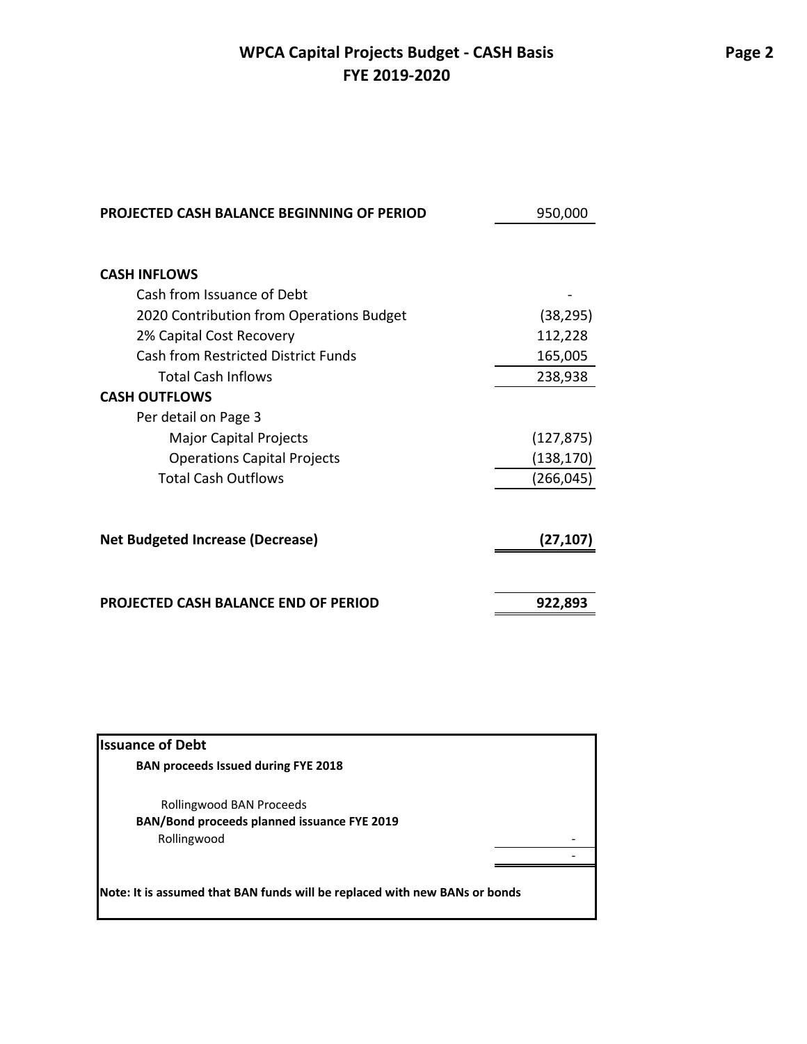# WPCA Capital Projects Budget - CASH Basis
## FYE 2019-2020

| | |
|---|---|
| **PROJECTED CASH BALANCE BEGINNING OF PERIOD** | 950,000 |
| | |
| **CASH INFLOWS** | |
| Cash from Issuance of Debt | - |
| 2020 Contribution from Operations Budget | (38,295) |
| 2% Capital Cost Recovery | 112,228 |
| Cash from Restricted District Funds | 165,005 |
| Total Cash Inflows | 238,938 |
| **CASH OUTFLOWS** | |
| Per detail on Page 3 | |
| Major Capital Projects | (127,875) |
| Operations Capital Projects | (138,170) |
| Total Cash Outflows | (266,045) |
| | |
| **Net Budgeted Increase (Decrease)** | **(27,107)** |
| | |
| **PROJECTED CASH BALANCE END OF PERIOD** | **922,893** |

| **Issuance of Debt** | |
|---|---|
| **BAN proceeds Issued during FYE 2018** | |
| Rollingwood BAN Proceeds | |
| **BAN/Bond proceeds planned issuance FYE 2019** | |
| Rollingwood | - |
| | - |

**Note: It is assumed that BAN funds will be replaced with new BANs or bonds**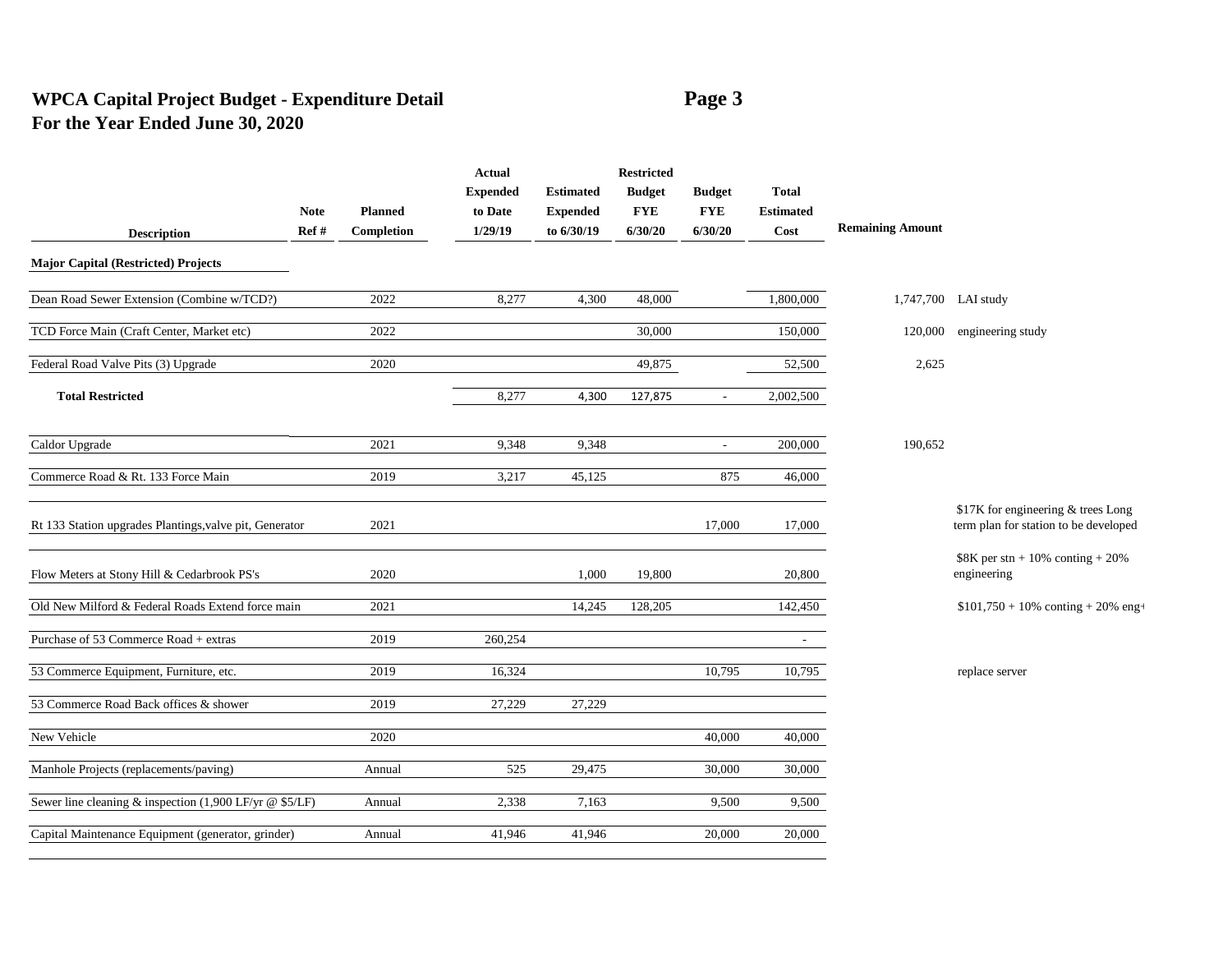# WPCA Capital Project Budget - Expenditure Detail
# For the Year Ended June 30, 2020

| Description | Note Ref # | Planned Completion | Actual Expended to Date 1/29/19 | Estimated Expended to 6/30/19 | Restricted Budget FYE 6/30/20 | Budget FYE 6/30/20 | Total Estimated Cost | Remaining Amount | |
|---|---|---|---|---|---|---|---|---|---|
| **Major Capital (Restricted) Projects** | | | | | | | | | |
| Dean Road Sewer Extension (Combine w/TCD?) | | 2022 | 8,277 | 4,300 | 48,000 | | 1,800,000 | 1,747,700 | LAI study |
| TCD Force Main (Craft Center, Market etc) | | 2022 | | | 30,000 | | 150,000 | 120,000 | engineering study |
| Federal Road Valve Pits (3) Upgrade | | 2020 | | | 49,875 | | 52,500 | 2,625 | |
| **Total Restricted** | | | 8,277 | 4,300 | 127,875 | - | 2,002,500 | | |
| Caldor Upgrade | | 2021 | 9,348 | 9,348 | | - | 200,000 | 190,652 | |
| Commerce Road & Rt. 133 Force Main | | 2019 | 3,217 | 45,125 | | 875 | 46,000 | | |
| Rt 133 Station upgrades Plantings,valve pit, Generator | | 2021 | | | | 17,000 | 17,000 | | $17K for engineering & trees Long term plan for station to be developed |
| Flow Meters at Stony Hill & Cedarbrook PS's | | 2020 | | 1,000 | 19,800 | | 20,800 | | $8K per stn + 10% conting + 20% engineering |
| Old New Milford & Federal Roads Extend force main | | 2021 | | 14,245 | 128,205 | | 142,450 | | $101,750 + 10% conting + 20% eng+ |
| Purchase of 53 Commerce Road + extras | | 2019 | 260,254 | | | | - | | |
| 53 Commerce Equipment, Furniture, etc. | | 2019 | 16,324 | | | 10,795 | 10,795 | | replace server |
| 53 Commerce Road Back offices & shower | | 2019 | 27,229 | 27,229 | | | | | |
| New Vehicle | | 2020 | | | | 40,000 | 40,000 | | |
| Manhole Projects (replacements/paving) | | Annual | 525 | 29,475 | | 30,000 | 30,000 | | |
| Sewer line cleaning & inspection (1,900 LF/yr @ $5/LF) | | Annual | 2,338 | 7,163 | | 9,500 | 9,500 | | |
| Capital Maintenance Equipment (generator, grinder) | | Annual | 41,946 | 41,946 | | 20,000 | 20,000 | | |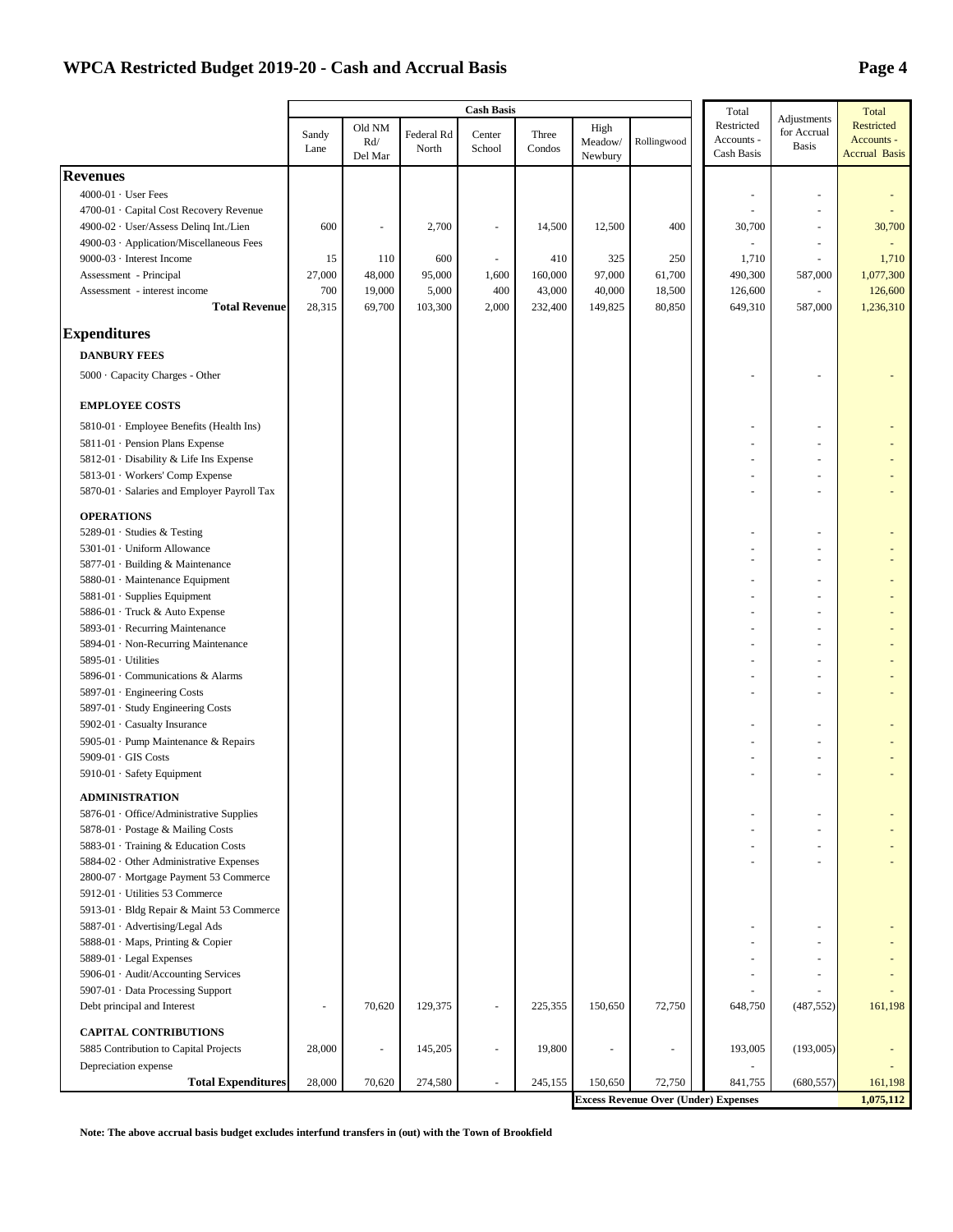# WPCA Restricted Budget 2019-20 - Cash and Accrual Basis

| | Cash Basis | | | | | | | Total Restricted Accounts - Cash Basis | Adjustments for Accrual Basis | Total Restricted Accounts - Accrual Basis |
|---|---|---|---|---|---|---|---|---|---|---|
| | Sandy Lane | Old NM Rd/ Del Mar | Federal Rd North | Center School | Three Condos | High Meadow/ Newbury | Rollingwood | | | |
| **Revenues** | | | | | | | | | | |
| 4000-01 · User Fees | | | | | | | | - | - | - |
| 4700-01 · Capital Cost Recovery Revenue | | | | | | | | - | - | - |
| 4900-02 · User/Assess Delinq Int./Lien | 600 | - | 2,700 | - | 14,500 | 12,500 | 400 | 30,700 | - | 30,700 |
| 4900-03 · Application/Miscellaneous Fees | | | | | | | | - | - | - |
| 9000-03 · Interest Income | 15 | 110 | 600 | - | 410 | 325 | 250 | 1,710 | - | 1,710 |
| Assessment - Principal | 27,000 | 48,000 | 95,000 | 1,600 | 160,000 | 97,000 | 61,700 | 490,300 | 587,000 | 1,077,300 |
| Assessment - interest income | 700 | 19,000 | 5,000 | 400 | 43,000 | 40,000 | 18,500 | 126,600 | - | 126,600 |
| **Total Revenue** | 28,315 | 69,700 | 103,300 | 2,000 | 232,400 | 149,825 | 80,850 | 649,310 | 587,000 | 1,236,310 |
| **Expenditures** | | | | | | | | | | |
| **DANBURY FEES** | | | | | | | | | | |
| 5000 · Capacity Charges - Other | | | | | | | | - | - | - |
| **EMPLOYEE COSTS** | | | | | | | | | | |
| 5810-01 · Employee Benefits (Health Ins) | | | | | | | | - | - | - |
| 5811-01 · Pension Plans Expense | | | | | | | | - | - | - |
| 5812-01 · Disability & Life Ins Expense | | | | | | | | - | - | - |
| 5813-01 · Workers' Comp Expense | | | | | | | | - | - | - |
| 5870-01 · Salaries and Employer Payroll Tax | | | | | | | | - | - | - |
| **OPERATIONS** | | | | | | | | | | |
| 5289-01 · Studies & Testing | | | | | | | | - | - | - |
| 5301-01 · Uniform Allowance | | | | | | | | - | - | - |
| 5877-01 · Building & Maintenance | | | | | | | | - | - | - |
| 5880-01 · Maintenance Equipment | | | | | | | | - | - | - |
| 5881-01 · Supplies Equipment | | | | | | | | - | - | - |
| 5886-01 · Truck & Auto Expense | | | | | | | | - | - | - |
| 5893-01 · Recurring Maintenance | | | | | | | | - | - | - |
| 5894-01 · Non-Recurring Maintenance | | | | | | | | - | - | - |
| 5895-01 · Utilities | | | | | | | | - | - | - |
| 5896-01 · Communications & Alarms | | | | | | | | - | - | - |
| 5897-01 · Engineering Costs | | | | | | | | - | - | - |
| 5897-01 · Study Engineering Costs | | | | | | | | | | |
| 5902-01 · Casualty Insurance | | | | | | | | - | - | - |
| 5905-01 · Pump Maintenance & Repairs | | | | | | | | - | - | - |
| 5909-01 · GIS Costs | | | | | | | | - | - | - |
| 5910-01 · Safety Equipment | | | | | | | | - | - | - |
| **ADMINISTRATION** | | | | | | | | | | |
| 5876-01 · Office/Administrative Supplies | | | | | | | | - | - | - |
| 5878-01 · Postage & Mailing Costs | | | | | | | | - | - | - |
| 5883-01 · Training & Education Costs | | | | | | | | - | - | - |
| 5884-02 · Other Administrative Expenses | | | | | | | | - | - | - |
| 2800-07 · Mortgage Payment 53 Commerce | | | | | | | | | | |
| 5912-01 · Utilities 53 Commerce | | | | | | | | | | |
| 5913-01 · Bldg Repair & Maint 53 Commerce | | | | | | | | | | |
| 5887-01 · Advertising/Legal Ads | | | | | | | | - | - | - |
| 5888-01 · Maps, Printing & Copier | | | | | | | | - | - | - |
| 5889-01 · Legal Expenses | | | | | | | | - | - | - |
| 5906-01 · Audit/Accounting Services | | | | | | | | - | - | - |
| 5907-01 · Data Processing Support | | | | | | | | - | - | - |
| Debt principal and Interest | - | 70,620 | 129,375 | - | 225,355 | 150,650 | 72,750 | 648,750 | (487,552) | 161,198 |
| **CAPITAL CONTRIBUTIONS** | | | | | | | | | | |
| 5885 Contribution to Capital Projects | 28,000 | - | 145,205 | - | 19,800 | - | - | 193,005 | (193,005) | - |
| Depreciation expense | | | | | | | | - | | - |
| **Total Expenditures** | 28,000 | 70,620 | 274,580 | - | 245,155 | 150,650 | 72,750 | 841,755 | (680,557) | 161,198 |
| **Excess Revenue Over (Under) Expenses** | | | | | | | | | | 1,075,112 |

**Note: The above accrual basis budget excludes interfund transfers in (out) with the Town of Brookfield**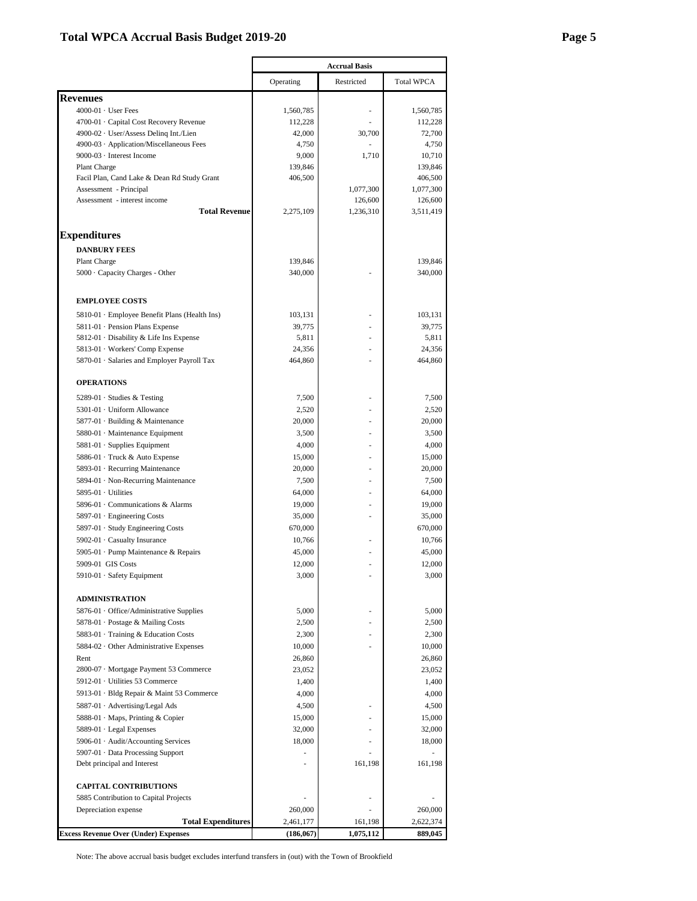# Total WPCA Accrual Basis Budget 2019-20

| | Accrual Basis | | |
|---|---|---|---|
| | Operating | Restricted | Total WPCA |
| **Revenues** | | | |
| 4000-01 · User Fees | 1,560,785 | - | 1,560,785 |
| 4700-01 · Capital Cost Recovery Revenue | 112,228 | - | 112,228 |
| 4900-02 · User/Assess Delinq Int./Lien | 42,000 | 30,700 | 72,700 |
| 4900-03 · Application/Miscellaneous Fees | 4,750 | - | 4,750 |
| 9000-03 · Interest Income | 9,000 | 1,710 | 10,710 |
| Plant Charge | 139,846 | | 139,846 |
| Facil Plan, Cand Lake & Dean Rd Study Grant | 406,500 | | 406,500 |
| Assessment - Principal | | 1,077,300 | 1,077,300 |
| Assessment - interest income | | 126,600 | 126,600 |
| **Total Revenue** | 2,275,109 | 1,236,310 | 3,511,419 |
| **Expenditures** | | | |
| **DANBURY FEES** | | | |
| Plant Charge | 139,846 | | 139,846 |
| 5000 · Capacity Charges - Other | 340,000 | - | 340,000 |
| **EMPLOYEE COSTS** | | | |
| 5810-01 · Employee Benefit Plans (Health Ins) | 103,131 | - | 103,131 |
| 5811-01 · Pension Plans Expense | 39,775 | - | 39,775 |
| 5812-01 · Disability & Life Ins Expense | 5,811 | - | 5,811 |
| 5813-01 · Workers' Comp Expense | 24,356 | - | 24,356 |
| 5870-01 · Salaries and Employer Payroll Tax | 464,860 | - | 464,860 |
| **OPERATIONS** | | | |
| 5289-01 · Studies & Testing | 7,500 | - | 7,500 |
| 5301-01 · Uniform Allowance | 2,520 | - | 2,520 |
| 5877-01 · Building & Maintenance | 20,000 | - | 20,000 |
| 5880-01 · Maintenance Equipment | 3,500 | - | 3,500 |
| 5881-01 · Supplies Equipment | 4,000 | - | 4,000 |
| 5886-01 · Truck & Auto Expense | 15,000 | - | 15,000 |
| 5893-01 · Recurring Maintenance | 20,000 | - | 20,000 |
| 5894-01 · Non-Recurring Maintenance | 7,500 | - | 7,500 |
| 5895-01 · Utilities | 64,000 | - | 64,000 |
| 5896-01 · Communications & Alarms | 19,000 | - | 19,000 |
| 5897-01 · Engineering Costs | 35,000 | - | 35,000 |
| 5897-01 · Study Engineering Costs | 670,000 | | 670,000 |
| 5902-01 · Casualty Insurance | 10,766 | - | 10,766 |
| 5905-01 · Pump Maintenance & Repairs | 45,000 | - | 45,000 |
| 5909-01 GIS Costs | 12,000 | - | 12,000 |
| 5910-01 · Safety Equipment | 3,000 | - | 3,000 |
| **ADMINISTRATION** | | | |
| 5876-01 · Office/Administrative Supplies | 5,000 | - | 5,000 |
| 5878-01 · Postage & Mailing Costs | 2,500 | - | 2,500 |
| 5883-01 · Training & Education Costs | 2,300 | - | 2,300 |
| 5884-02 · Other Administrative Expenses | 10,000 | - | 10,000 |
| Rent | 26,860 | | 26,860 |
| 2800-07 · Mortgage Payment 53 Commerce | 23,052 | | 23,052 |
| 5912-01 · Utilities 53 Commerce | 1,400 | | 1,400 |
| 5913-01 · Bldg Repair & Maint 53 Commerce | 4,000 | | 4,000 |
| 5887-01 · Advertising/Legal Ads | 4,500 | - | 4,500 |
| 5888-01 · Maps, Printing & Copier | 15,000 | - | 15,000 |
| 5889-01 · Legal Expenses | 32,000 | - | 32,000 |
| 5906-01 · Audit/Accounting Services | 18,000 | - | 18,000 |
| 5907-01 · Data Processing Support | - | - | - |
| Debt principal and Interest | - | 161,198 | 161,198 |
| **CAPITAL CONTRIBUTIONS** | | | |
| 5885 Contribution to Capital Projects | - | - | - |
| Depreciation expense | 260,000 | - | 260,000 |
| **Total Expenditures** | 2,461,177 | 161,198 | 2,622,374 |
| **Excess Revenue Over (Under) Expenses** | **(186,067)** | **1,075,112** | **889,045** |

Note: The above accrual basis budget excludes interfund transfers in (out) with the Town of Brookfield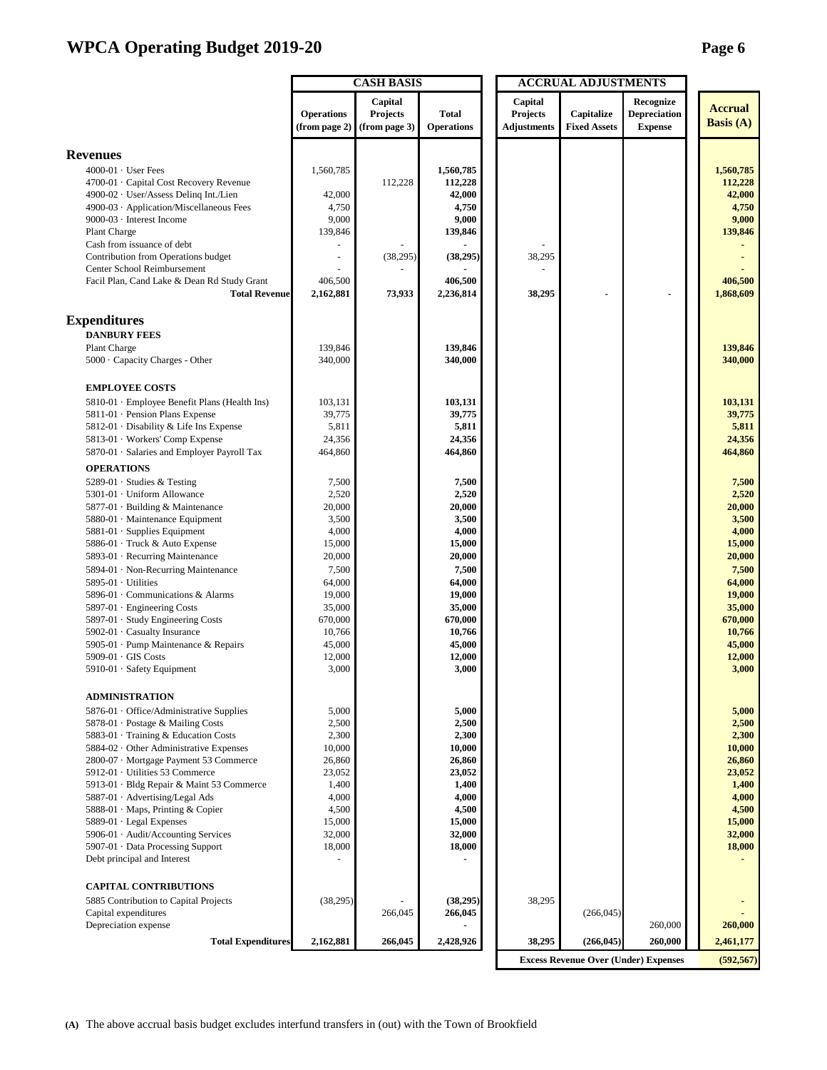# WPCA Operating Budget 2019-20

| | CASH BASIS | | | ACCRUAL ADJUSTMENTS | | | |
|---|---|---|---|---|---|---|---|
| | Operations (from page 2) | Capital Projects (from page 3) | Total Operations | Capital Projects Adjustments | Capitalize Fixed Assets | Recognize Depreciation Expense | Accrual Basis (A) |
| **Revenues** | | | | | | | |
| 4000-01 · User Fees | 1,560,785 | | **1,560,785** | | | | **1,560,785** |
| 4700-01 · Capital Cost Recovery Revenue | | 112,228 | **112,228** | | | | **112,228** |
| 4900-02 · User/Assess Delinq Int./Lien | 42,000 | | **42,000** | | | | **42,000** |
| 4900-03 · Application/Miscellaneous Fees | 4,750 | | **4,750** | | | | **4,750** |
| 9000-03 · Interest Income | 9,000 | | **9,000** | | | | **9,000** |
| Plant Charge | 139,846 | | **139,846** | | | | **139,846** |
| Cash from issuance of debt | - | - | **-** | - | | | **-** |
| Contribution from Operations budget | - | (38,295) | **(38,295)** | 38,295 | | | **-** |
| Center School Reimbursement | - | - | **-** | - | | | **-** |
| Facil Plan, Cand Lake & Dean Rd Study Grant | 406,500 | | **406,500** | | | | **406,500** |
| **Total Revenue** | **2,162,881** | **73,933** | **2,236,814** | **38,295** | **-** | **-** | **1,868,609** |
| **Expenditures** | | | | | | | |
| **DANBURY FEES** | | | | | | | |
| Plant Charge | 139,846 | | **139,846** | | | | **139,846** |
| 5000 · Capacity Charges - Other | 340,000 | | **340,000** | | | | **340,000** |
| **EMPLOYEE COSTS** | | | | | | | |
| 5810-01 · Employee Benefit Plans (Health Ins) | 103,131 | | **103,131** | | | | **103,131** |
| 5811-01 · Pension Plans Expense | 39,775 | | **39,775** | | | | **39,775** |
| 5812-01 · Disability & Life Ins Expense | 5,811 | | **5,811** | | | | **5,811** |
| 5813-01 · Workers' Comp Expense | 24,356 | | **24,356** | | | | **24,356** |
| 5870-01 · Salaries and Employer Payroll Tax | 464,860 | | **464,860** | | | | **464,860** |
| **OPERATIONS** | | | | | | | |
| 5289-01 · Studies & Testing | 7,500 | | **7,500** | | | | **7,500** |
| 5301-01 · Uniform Allowance | 2,520 | | **2,520** | | | | **2,520** |
| 5877-01 · Building & Maintenance | 20,000 | | **20,000** | | | | **20,000** |
| 5880-01 · Maintenance Equipment | 3,500 | | **3,500** | | | | **3,500** |
| 5881-01 · Supplies Equipment | 4,000 | | **4,000** | | | | **4,000** |
| 5886-01 · Truck & Auto Expense | 15,000 | | **15,000** | | | | **15,000** |
| 5893-01 · Recurring Maintenance | 20,000 | | **20,000** | | | | **20,000** |
| 5894-01 · Non-Recurring Maintenance | 7,500 | | **7,500** | | | | **7,500** |
| 5895-01 · Utilities | 64,000 | | **64,000** | | | | **64,000** |
| 5896-01 · Communications & Alarms | 19,000 | | **19,000** | | | | **19,000** |
| 5897-01 · Engineering Costs | 35,000 | | **35,000** | | | | **35,000** |
| 5897-01 · Study Engineering Costs | 670,000 | | **670,000** | | | | **670,000** |
| 5902-01 · Casualty Insurance | 10,766 | | **10,766** | | | | **10,766** |
| 5905-01 · Pump Maintenance & Repairs | 45,000 | | **45,000** | | | | **45,000** |
| 5909-01 · GIS Costs | 12,000 | | **12,000** | | | | **12,000** |
| 5910-01 · Safety Equipment | 3,000 | | **3,000** | | | | **3,000** |
| **ADMINISTRATION** | | | | | | | |
| 5876-01 · Office/Administrative Supplies | 5,000 | | **5,000** | | | | **5,000** |
| 5878-01 · Postage & Mailing Costs | 2,500 | | **2,500** | | | | **2,500** |
| 5883-01 · Training & Education Costs | 2,300 | | **2,300** | | | | **2,300** |
| 5884-02 · Other Administrative Expenses | 10,000 | | **10,000** | | | | **10,000** |
| 2800-07 · Mortgage Payment 53 Commerce | 26,860 | | **26,860** | | | | **26,860** |
| 5912-01 · Utilities 53 Commerce | 23,052 | | **23,052** | | | | **23,052** |
| 5913-01 · Bldg Repair & Maint 53 Commerce | 1,400 | | **1,400** | | | | **1,400** |
| 5887-01 · Advertising/Legal Ads | 4,000 | | **4,000** | | | | **4,000** |
| 5888-01 · Maps, Printing & Copier | 4,500 | | **4,500** | | | | **4,500** |
| 5889-01 · Legal Expenses | 15,000 | | **15,000** | | | | **15,000** |
| 5906-01 · Audit/Accounting Services | 32,000 | | **32,000** | | | | **32,000** |
| 5907-01 · Data Processing Support | 18,000 | | **18,000** | | | | **18,000** |
| Debt principal and Interest | - | | **-** | | | | **-** |
| **CAPITAL CONTRIBUTIONS** | | | | | | | |
| 5885 Contribution to Capital Projects | (38,295) | - | **(38,295)** | 38,295 | | | **-** |
| Capital expenditures | | 266,045 | **266,045** | | (266,045) | | **-** |
| Depreciation expense | | | **-** | | | 260,000 | **260,000** |
| **Total Expenditures** | **2,162,881** | **266,045** | **2,428,926** | **38,295** | **(266,045)** | **260,000** | **2,461,177** |
| | | | | **Excess Revenue Over (Under) Expenses** | | | **(592,567)** |

**(A)** The above accrual basis budget excludes interfund transfers in (out) with the Town of Brookfield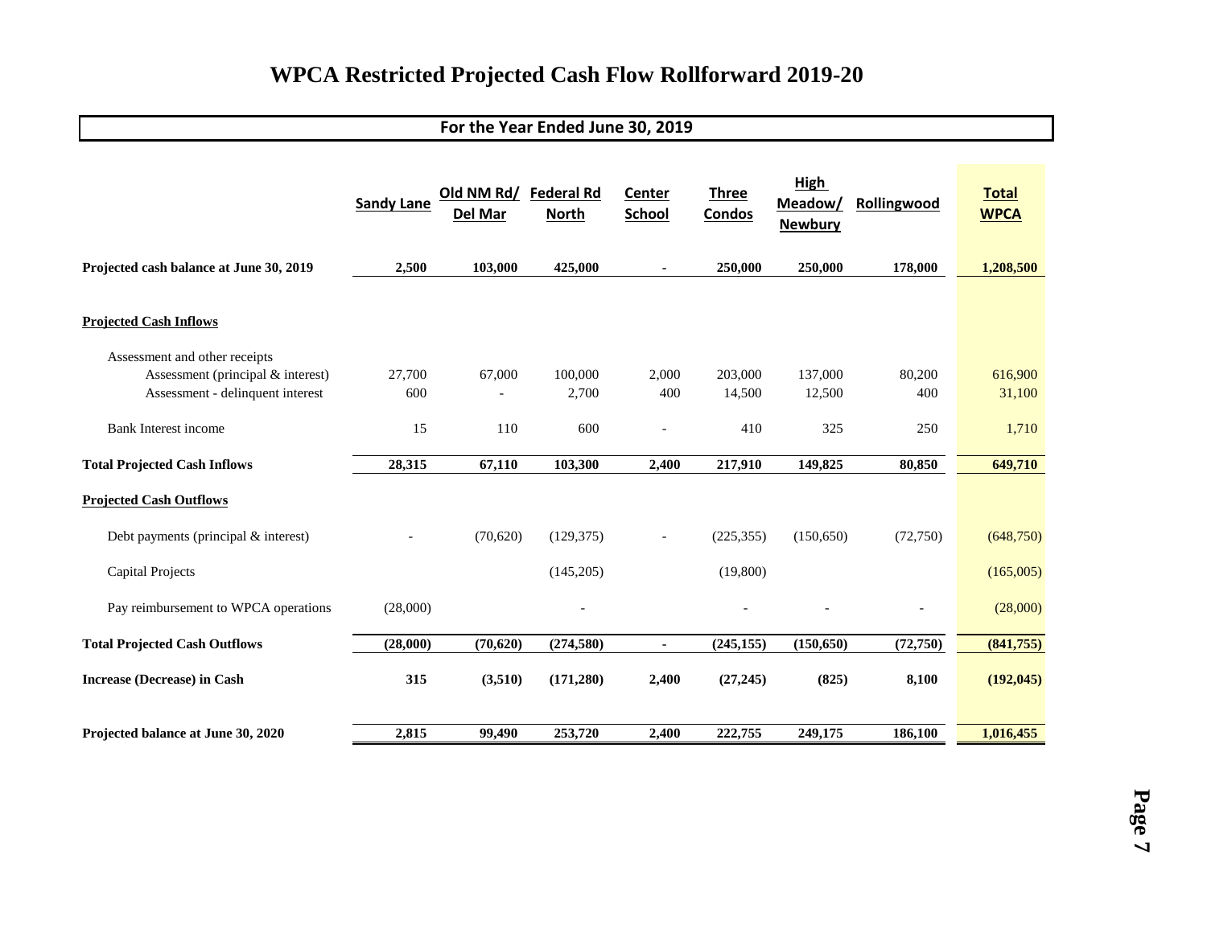# WPCA Restricted Projected Cash Flow Rollforward 2019-20

## For the Year Ended June 30, 2019

| | Sandy Lane | Old NM Rd/ Del Mar | Federal Rd North | Center School | Three Condos | High Meadow/ Newbury | Rollingwood | Total WPCA |
|---|---|---|---|---|---|---|---|---|
| **Projected cash balance at June 30, 2019** | **2,500** | **103,000** | **425,000** | **-** | **250,000** | **250,000** | **178,000** | **1,208,500** |
| **Projected Cash Inflows** | | | | | | | | |
| Assessment and other receipts | | | | | | | | |
| Assessment (principal & interest) | 27,700 | 67,000 | 100,000 | 2,000 | 203,000 | 137,000 | 80,200 | 616,900 |
| Assessment - delinquent interest | 600 | - | 2,700 | 400 | 14,500 | 12,500 | 400 | 31,100 |
| Bank Interest income | 15 | 110 | 600 | - | 410 | 325 | 250 | 1,710 |
| **Total Projected Cash Inflows** | **28,315** | **67,110** | **103,300** | **2,400** | **217,910** | **149,825** | **80,850** | **649,710** |
| **Projected Cash Outflows** | | | | | | | | |
| Debt payments (principal & interest) | - | (70,620) | (129,375) | - | (225,355) | (150,650) | (72,750) | (648,750) |
| Capital Projects | | | (145,205) | | (19,800) | | | (165,005) |
| Pay reimbursement to WPCA operations | (28,000) | | - | | - | - | - | (28,000) |
| **Total Projected Cash Outflows** | **(28,000)** | **(70,620)** | **(274,580)** | **-** | **(245,155)** | **(150,650)** | **(72,750)** | **(841,755)** |
| **Increase (Decrease) in Cash** | **315** | **(3,510)** | **(171,280)** | **2,400** | **(27,245)** | **(825)** | **8,100** | **(192,045)** |
| **Projected balance at June 30, 2020** | **2,815** | **99,490** | **253,720** | **2,400** | **222,755** | **249,175** | **186,100** | **1,016,455** |